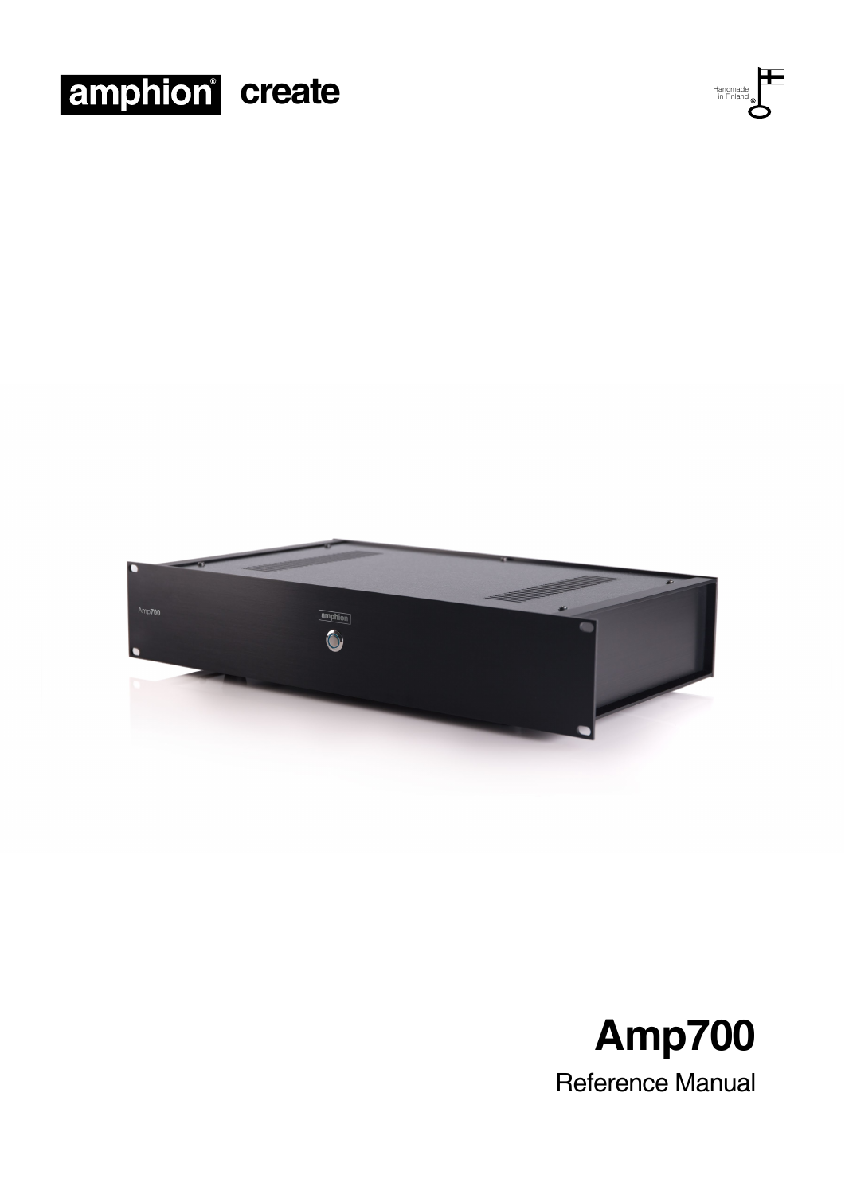amphion® create

Handmade in Finland

# Amp700

Reference Manual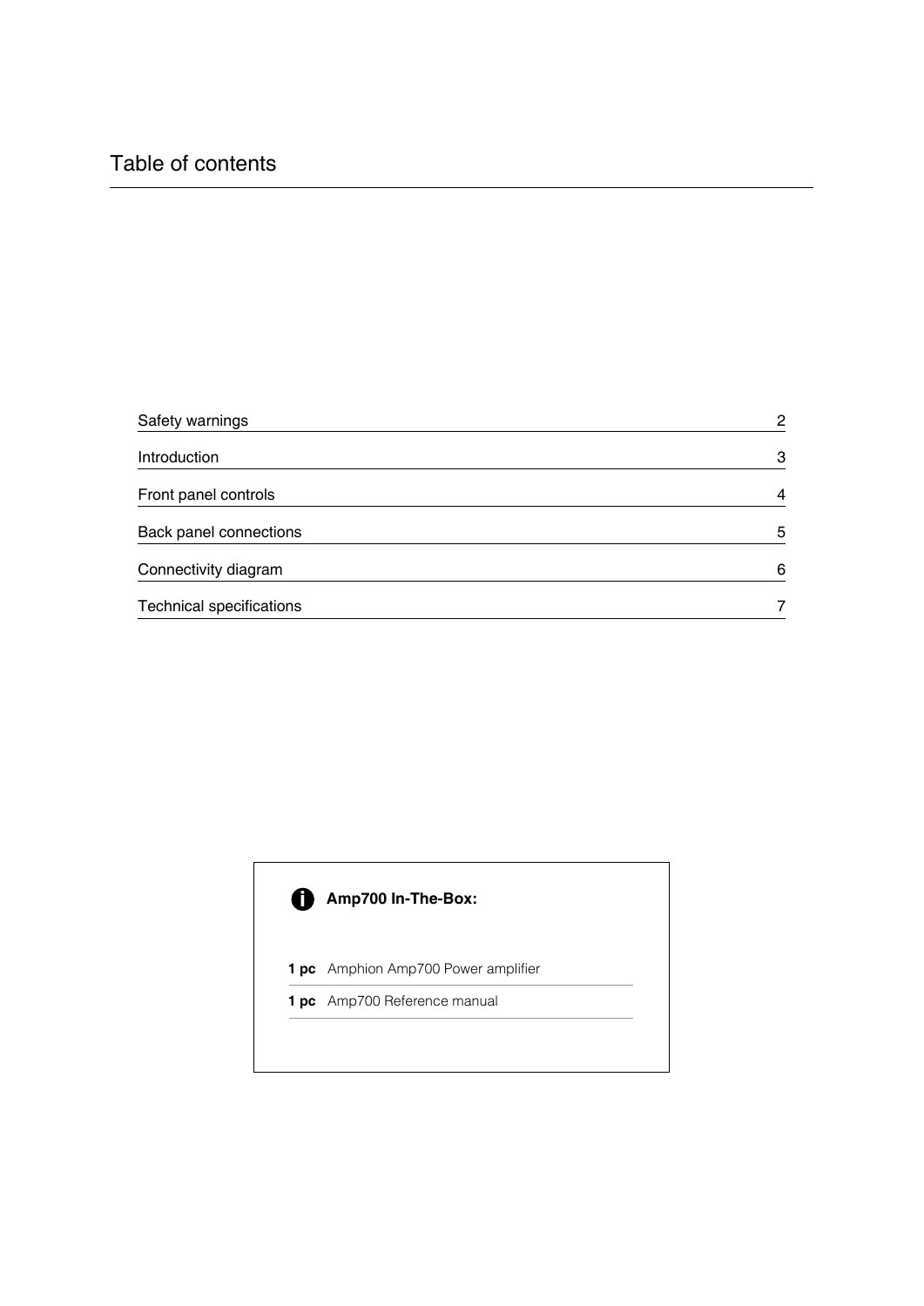# Table of contents

| | |
|---|---|
| Safety warnings | 2 |
| Introduction | 3 |
| Front panel controls | 4 |
| Back panel connections | 5 |
| Connectivity diagram | 6 |
| Technical specifications | 7 |

**Amp700 In-The-Box:**

**1 pc** Amphion Amp700 Power amplifier

**1 pc** Amp700 Reference manual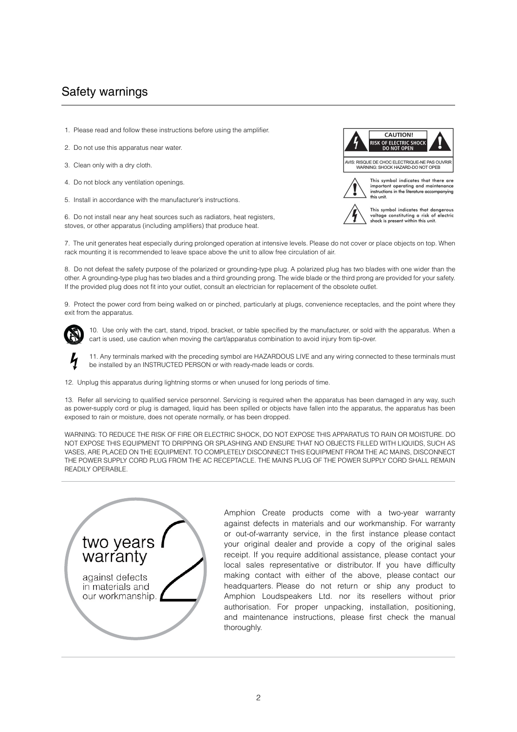# Safety warnings

1. Please read and follow these instructions before using the amplifier.

2. Do not use this apparatus near water.

3. Clean only with a dry cloth.

4. Do not block any ventilation openings.

5. Install in accordance with the manufacturer's instructions.

6. Do not install near any heat sources such as radiators, heat registers, stoves, or other apparatus (including amplifiers) that produce heat.

CAUTION!
RISK OF ELECTRIC SHOCK
DO NOT OPEN

AVIS: RISQUE DE CHOC ELECTRIQUE-NE PAS OUVRIR
WARNING: SHOCK HAZARD-DO NOT OPEB

This symbol indicates that there are important operating and maintenance instructions in the literature accompanying this unit.

This symbol indicates that dangerous voltage constituting a risk of electric shock is present within this unit.

7. The unit generates heat especially during prolonged operation at intensive levels. Please do not cover or place objects on top. When rack mounting it is recommended to leave space above the unit to allow free circulation of air.

8. Do not defeat the safety purpose of the polarized or grounding-type plug. A polarized plug has two blades with one wider than the other. A grounding-type plug has two blades and a third grounding prong. The wide blade or the third prong are provided for your safety. If the provided plug does not fit into your outlet, consult an electrician for replacement of the obsolete outlet.

9. Protect the power cord from being walked on or pinched, particularly at plugs, convenience receptacles, and the point where they exit from the apparatus.

10. Use only with the cart, stand, tripod, bracket, or table specified by the manufacturer, or sold with the apparatus. When a cart is used, use caution when moving the cart/apparatus combination to avoid injury from tip-over.

11. Any terminals marked with the preceding symbol are HAZARDOUS LIVE and any wiring connected to these terminals must be installed by an INSTRUCTED PERSON or with ready-made leads or cords.

12. Unplug this apparatus during lightning storms or when unused for long periods of time.

13. Refer all servicing to qualified service personnel. Servicing is required when the apparatus has been damaged in any way, such as power-supply cord or plug is damaged, liquid has been spilled or objects have fallen into the apparatus, the apparatus has been exposed to rain or moisture, does not operate normally, or has been dropped.

WARNING: TO REDUCE THE RISK OF FIRE OR ELECTRIC SHOCK, DO NOT EXPOSE THIS APPARATUS TO RAIN OR MOISTURE. DO NOT EXPOSE THIS EQUIPMENT TO DRIPPING OR SPLASHING AND ENSURE THAT NO OBJECTS FILLED WITH LIQUIDS, SUCH AS VASES, ARE PLACED ON THE EQUIPMENT. TO COMPLETELY DISCONNECT THIS EQUIPMENT FROM THE AC MAINS, DISCONNECT THE POWER SUPPLY CORD PLUG FROM THE AC RECEPTACLE. THE MAINS PLUG OF THE POWER SUPPLY CORD SHALL REMAIN READILY OPERABLE.

two years warranty

against defects in materials and our workmanship.

2

Amphion Create products come with a two-year warranty against defects in materials and our workmanship. For warranty or out-of-warranty service, in the first instance please contact your original dealer and provide a copy of the original sales receipt. If you require additional assistance, please contact your local sales representative or distributor. If you have difficulty making contact with either of the above, please contact our headquarters. Please do not return or ship any product to Amphion Loudspeakers Ltd. nor its resellers without prior authorisation. For proper unpacking, installation, positioning, and maintenance instructions, please first check the manual thoroughly.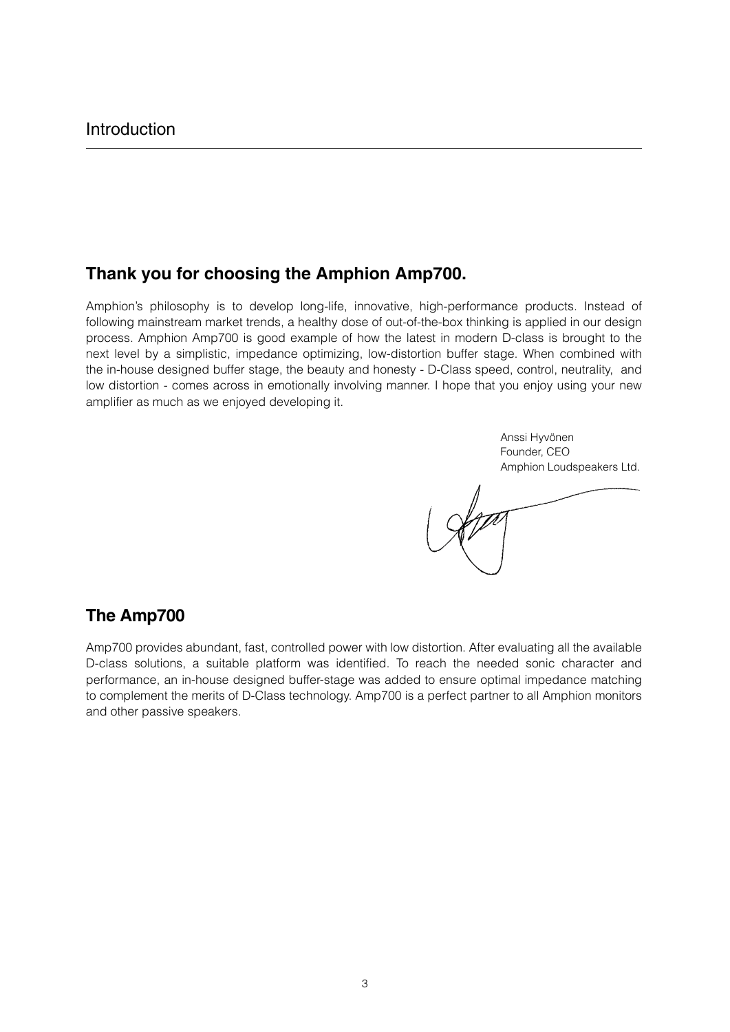# Introduction

## Thank you for choosing the Amphion Amp700.

Amphion's philosophy is to develop long-life, innovative, high-performance products. Instead of following mainstream market trends, a healthy dose of out-of-the-box thinking is applied in our design process. Amphion Amp700 is good example of how the latest in modern D-class is brought to the next level by a simplistic, impedance optimizing, low-distortion buffer stage. When combined with the in-house designed buffer stage, the beauty and honesty - D-Class speed, control, neutrality, and low distortion - comes across in emotionally involving manner. I hope that you enjoy using your new amplifier as much as we enjoyed developing it.

Anssi Hyvönen
Founder, CEO
Amphion Loudspeakers Ltd.

## The Amp700

Amp700 provides abundant, fast, controlled power with low distortion. After evaluating all the available D-class solutions, a suitable platform was identified. To reach the needed sonic character and performance, an in-house designed buffer-stage was added to ensure optimal impedance matching to complement the merits of D-Class technology. Amp700 is a perfect partner to all Amphion monitors and other passive speakers.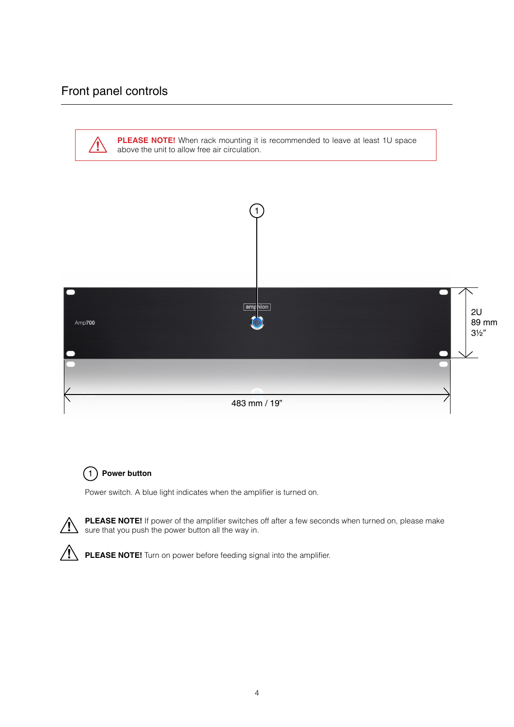## Front panel controls

**PLEASE NOTE!** When rack mounting it is recommended to leave at least 1U space above the unit to allow free air circulation.

1

amphion

Amp700

2U
89 mm
3½"

483 mm / 19"

**1 Power button**

Power switch. A blue light indicates when the amplifier is turned on.

**PLEASE NOTE!** If power of the amplifier switches off after a few seconds when turned on, please make sure that you push the power button all the way in.

**PLEASE NOTE!** Turn on power before feeding signal into the amplifier.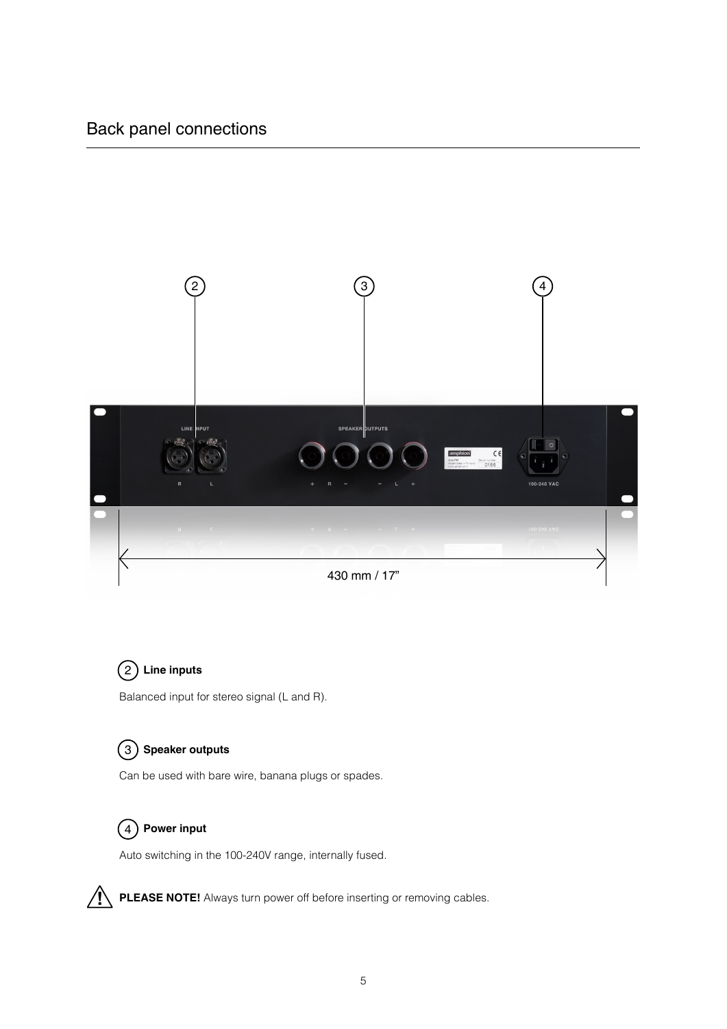## Back panel connections

2

3

4

430 mm / 17”

(2) **Line inputs**

Balanced input for stereo signal (L and R).

(3) **Speaker outputs**

Can be used with bare wire, banana plugs or spades.

(4) **Power input**

Auto switching in the 100-240V range, internally fused.

**PLEASE NOTE!** Always turn power off before inserting or removing cables.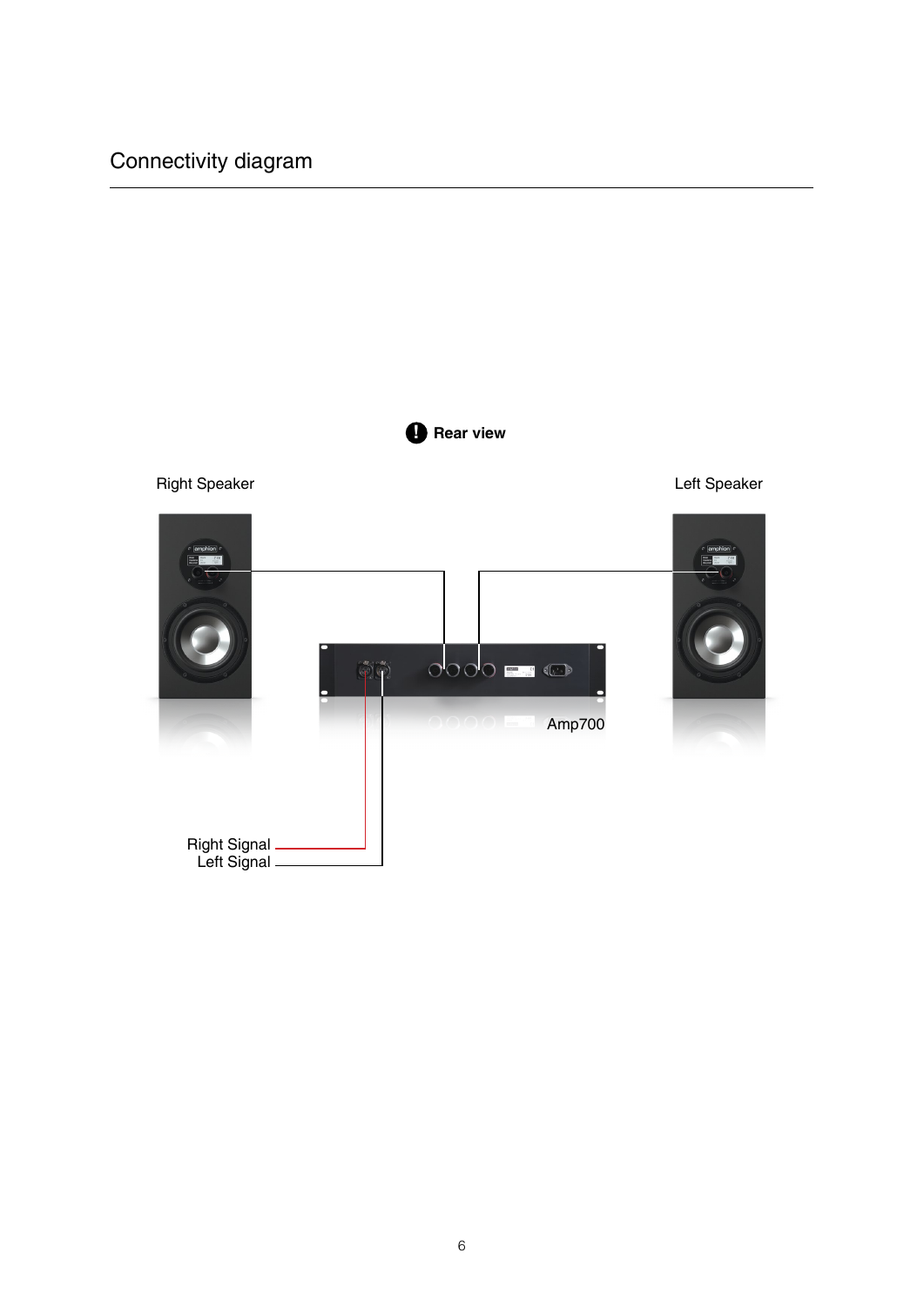## Connectivity diagram

**Rear view**

Right Speaker

Left Speaker

Amp700

Right Signal

Left Signal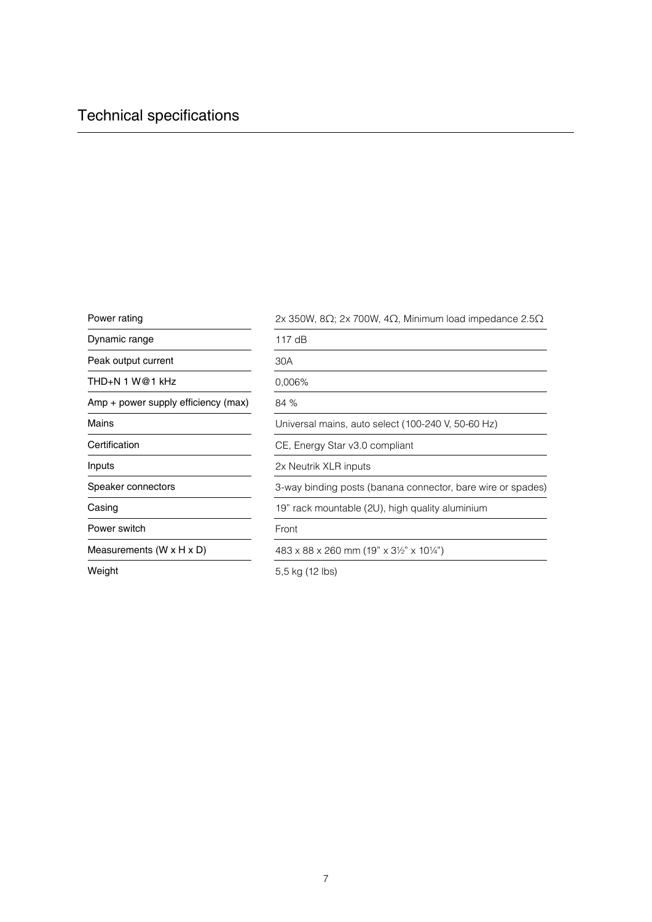# Technical specifications

| | |
|---|---|
| Power rating | 2x 350W, 8Ω; 2x 700W, 4Ω, Minimum load impedance 2.5Ω |
| Dynamic range | 117 dB |
| Peak output current | 30A |
| THD+N 1 W@1 kHz | 0,006% |
| Amp + power supply efficiency (max) | 84 % |
| Mains | Universal mains, auto select (100-240 V, 50-60 Hz) |
| Certification | CE, Energy Star v3.0 compliant |
| Inputs | 2x Neutrik XLR inputs |
| Speaker connectors | 3-way binding posts (banana connector, bare wire or spades) |
| Casing | 19” rack mountable (2U), high quality aluminium |
| Power switch | Front |
| Measurements (W x H x D) | 483 x 88 x 260 mm (19” x 3½” x 10¼”) |
| Weight | 5,5 kg (12 lbs) |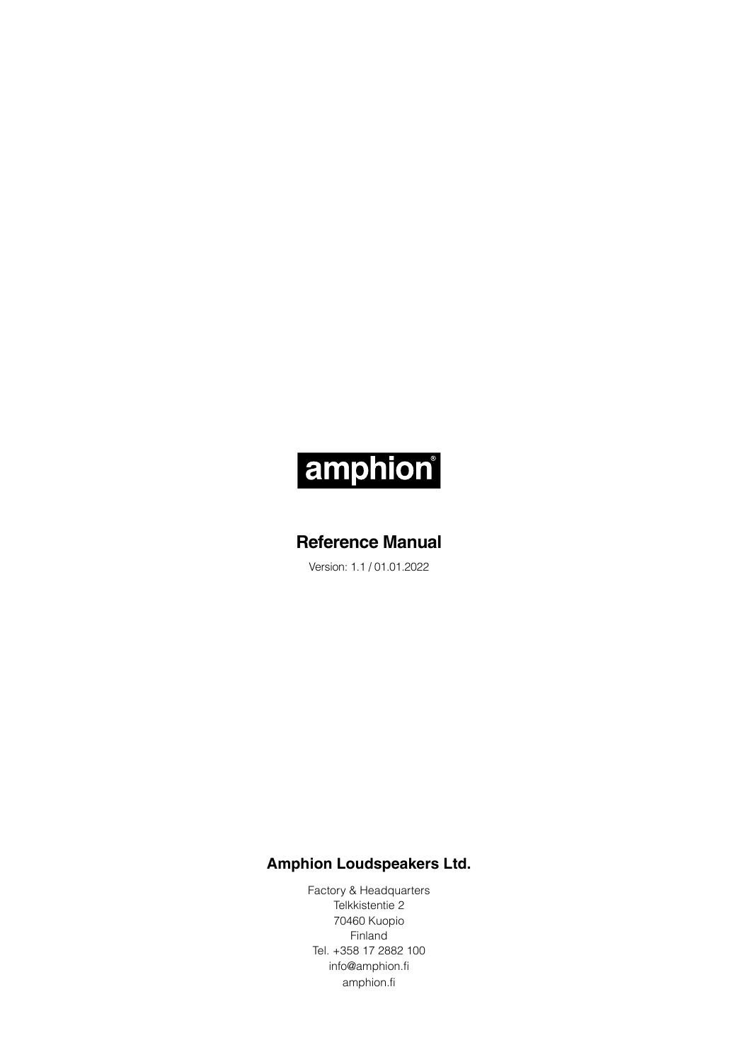amphion®

# Reference Manual

Version: 1.1 / 01.01.2022

## Amphion Loudspeakers Ltd.

Factory & Headquarters
Telkkistentie 2
70460 Kuopio
Finland
Tel. +358 17 2882 100
info@amphion.fi
amphion.fi